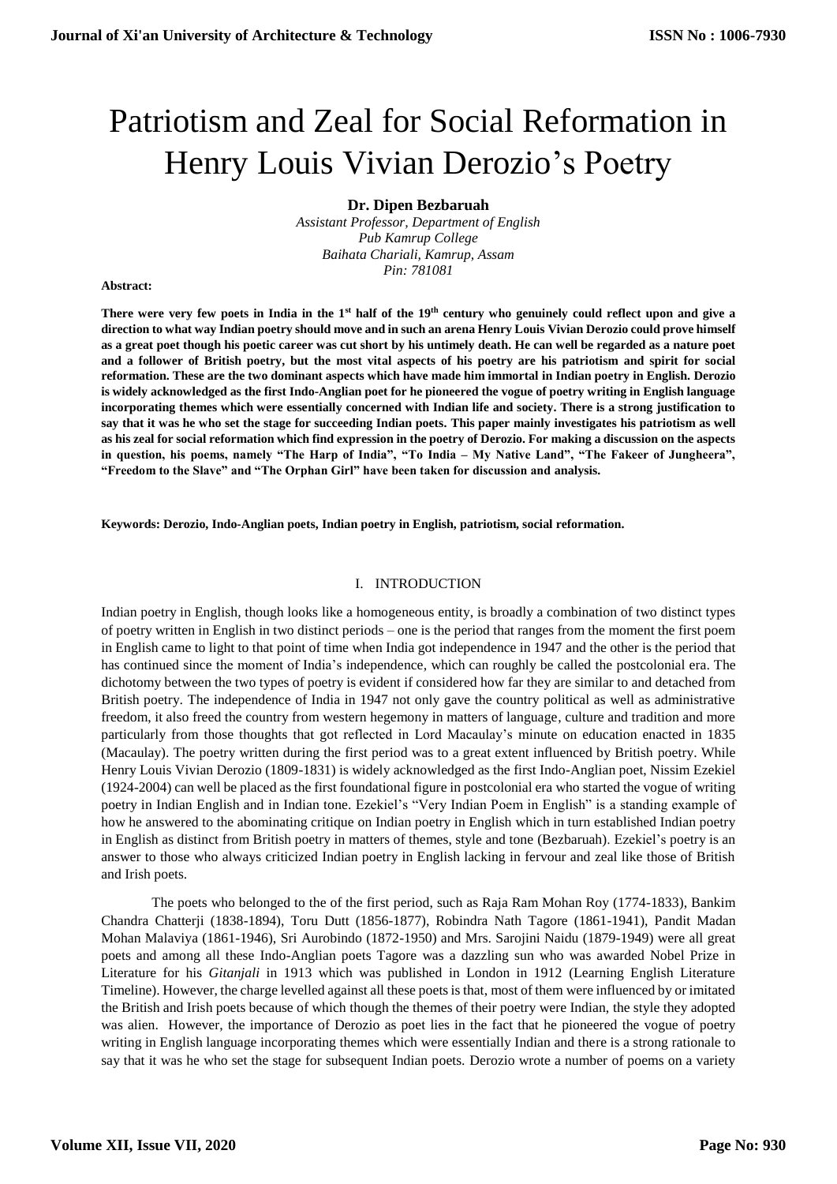# Patriotism and Zeal for Social Reformation in Henry Louis Vivian Derozio's Poetry

**Dr. Dipen Bezbaruah**

*Assistant Professor, Department of English*
*Pub Kamrup College*
*Baihata Chariali, Kamrup, Assam*
*Pin: 781081*

**Abstract:**

**There were very few poets in India in the 1st half of the 19th century who genuinely could reflect upon and give a direction to what way Indian poetry should move and in such an arena Henry Louis Vivian Derozio could prove himself as a great poet though his poetic career was cut short by his untimely death. He can well be regarded as a nature poet and a follower of British poetry, but the most vital aspects of his poetry are his patriotism and spirit for social reformation. These are the two dominant aspects which have made him immortal in Indian poetry in English. Derozio is widely acknowledged as the first Indo-Anglian poet for he pioneered the vogue of poetry writing in English language incorporating themes which were essentially concerned with Indian life and society. There is a strong justification to say that it was he who set the stage for succeeding Indian poets. This paper mainly investigates his patriotism as well as his zeal for social reformation which find expression in the poetry of Derozio. For making a discussion on the aspects in question, his poems, namely "The Harp of India", "To India – My Native Land", "The Fakeer of Jungheera", "Freedom to the Slave" and "The Orphan Girl" have been taken for discussion and analysis.**

**Keywords: Derozio, Indo-Anglian poets, Indian poetry in English, patriotism, social reformation.**

## I. INTRODUCTION

Indian poetry in English, though looks like a homogeneous entity, is broadly a combination of two distinct types of poetry written in English in two distinct periods – one is the period that ranges from the moment the first poem in English came to light to that point of time when India got independence in 1947 and the other is the period that has continued since the moment of India's independence, which can roughly be called the postcolonial era. The dichotomy between the two types of poetry is evident if considered how far they are similar to and detached from British poetry. The independence of India in 1947 not only gave the country political as well as administrative freedom, it also freed the country from western hegemony in matters of language, culture and tradition and more particularly from those thoughts that got reflected in Lord Macaulay's minute on education enacted in 1835 (Macaulay). The poetry written during the first period was to a great extent influenced by British poetry. While Henry Louis Vivian Derozio (1809-1831) is widely acknowledged as the first Indo-Anglian poet, Nissim Ezekiel (1924-2004) can well be placed as the first foundational figure in postcolonial era who started the vogue of writing poetry in Indian English and in Indian tone. Ezekiel's "Very Indian Poem in English" is a standing example of how he answered to the abominating critique on Indian poetry in English which in turn established Indian poetry in English as distinct from British poetry in matters of themes, style and tone (Bezbaruah). Ezekiel's poetry is an answer to those who always criticized Indian poetry in English lacking in fervour and zeal like those of British and Irish poets.

The poets who belonged to the of the first period, such as Raja Ram Mohan Roy (1774-1833), Bankim Chandra Chatterji (1838-1894), Toru Dutt (1856-1877), Robindra Nath Tagore (1861-1941), Pandit Madan Mohan Malaviya (1861-1946), Sri Aurobindo (1872-1950) and Mrs. Sarojini Naidu (1879-1949) were all great poets and among all these Indo-Anglian poets Tagore was a dazzling sun who was awarded Nobel Prize in Literature for his *Gitanjali* in 1913 which was published in London in 1912 (Learning English Literature Timeline). However, the charge levelled against all these poets is that, most of them were influenced by or imitated the British and Irish poets because of which though the themes of their poetry were Indian, the style they adopted was alien. However, the importance of Derozio as poet lies in the fact that he pioneered the vogue of poetry writing in English language incorporating themes which were essentially Indian and there is a strong rationale to say that it was he who set the stage for subsequent Indian poets. Derozio wrote a number of poems on a variety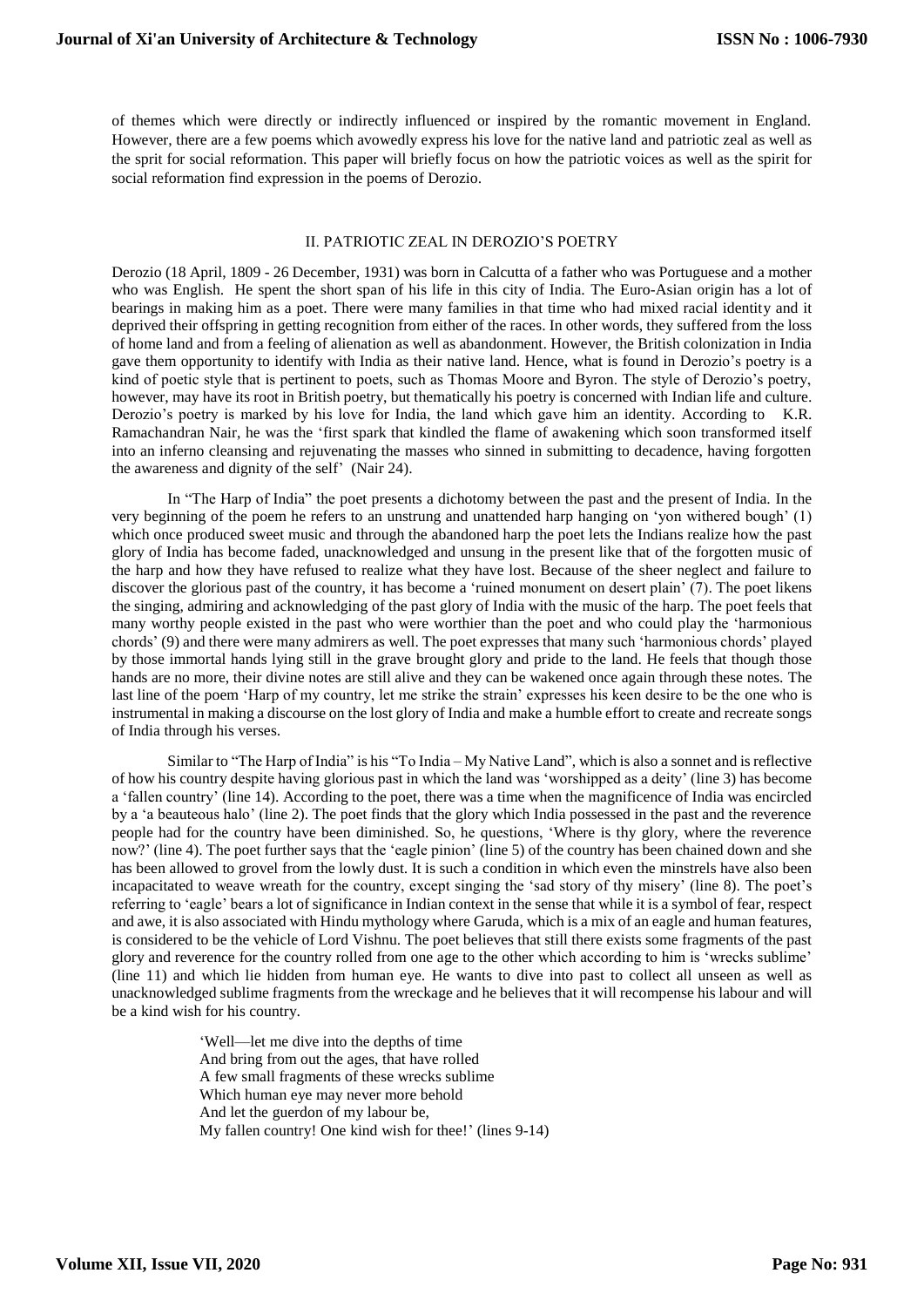of themes which were directly or indirectly influenced or inspired by the romantic movement in England. However, there are a few poems which avowedly express his love for the native land and patriotic zeal as well as the sprit for social reformation. This paper will briefly focus on how the patriotic voices as well as the spirit for social reformation find expression in the poems of Derozio.

## II. PATRIOTIC ZEAL IN DEROZIO'S POETRY

Derozio (18 April, 1809 - 26 December, 1931) was born in Calcutta of a father who was Portuguese and a mother who was English. He spent the short span of his life in this city of India. The Euro-Asian origin has a lot of bearings in making him as a poet. There were many families in that time who had mixed racial identity and it deprived their offspring in getting recognition from either of the races. In other words, they suffered from the loss of home land and from a feeling of alienation as well as abandonment. However, the British colonization in India gave them opportunity to identify with India as their native land. Hence, what is found in Derozio's poetry is a kind of poetic style that is pertinent to poets, such as Thomas Moore and Byron. The style of Derozio's poetry, however, may have its root in British poetry, but thematically his poetry is concerned with Indian life and culture. Derozio's poetry is marked by his love for India, the land which gave him an identity. According to K.R. Ramachandran Nair, he was the 'first spark that kindled the flame of awakening which soon transformed itself into an inferno cleansing and rejuvenating the masses who sinned in submitting to decadence, having forgotten the awareness and dignity of the self' (Nair 24).

In "The Harp of India" the poet presents a dichotomy between the past and the present of India. In the very beginning of the poem he refers to an unstrung and unattended harp hanging on 'yon withered bough' (1) which once produced sweet music and through the abandoned harp the poet lets the Indians realize how the past glory of India has become faded, unacknowledged and unsung in the present like that of the forgotten music of the harp and how they have refused to realize what they have lost. Because of the sheer neglect and failure to discover the glorious past of the country, it has become a 'ruined monument on desert plain' (7). The poet likens the singing, admiring and acknowledging of the past glory of India with the music of the harp. The poet feels that many worthy people existed in the past who were worthier than the poet and who could play the 'harmonious chords' (9) and there were many admirers as well. The poet expresses that many such 'harmonious chords' played by those immortal hands lying still in the grave brought glory and pride to the land. He feels that though those hands are no more, their divine notes are still alive and they can be wakened once again through these notes. The last line of the poem 'Harp of my country, let me strike the strain' expresses his keen desire to be the one who is instrumental in making a discourse on the lost glory of India and make a humble effort to create and recreate songs of India through his verses.

Similar to "The Harp of India" is his "To India – My Native Land", which is also a sonnet and is reflective of how his country despite having glorious past in which the land was 'worshipped as a deity' (line 3) has become a 'fallen country' (line 14). According to the poet, there was a time when the magnificence of India was encircled by a 'a beauteous halo' (line 2). The poet finds that the glory which India possessed in the past and the reverence people had for the country have been diminished. So, he questions, 'Where is thy glory, where the reverence now?' (line 4). The poet further says that the 'eagle pinion' (line 5) of the country has been chained down and she has been allowed to grovel from the lowly dust. It is such a condition in which even the minstrels have also been incapacitated to weave wreath for the country, except singing the 'sad story of thy misery' (line 8). The poet's referring to 'eagle' bears a lot of significance in Indian context in the sense that while it is a symbol of fear, respect and awe, it is also associated with Hindu mythology where Garuda, which is a mix of an eagle and human features, is considered to be the vehicle of Lord Vishnu. The poet believes that still there exists some fragments of the past glory and reverence for the country rolled from one age to the other which according to him is 'wrecks sublime' (line 11) and which lie hidden from human eye. He wants to dive into past to collect all unseen as well as unacknowledged sublime fragments from the wreckage and he believes that it will recompense his labour and will be a kind wish for his country.

> 'Well—let me dive into the depths of time
> And bring from out the ages, that have rolled
> A few small fragments of these wrecks sublime
> Which human eye may never more behold
> And let the guerdon of my labour be,
> My fallen country! One kind wish for thee!' (lines 9-14)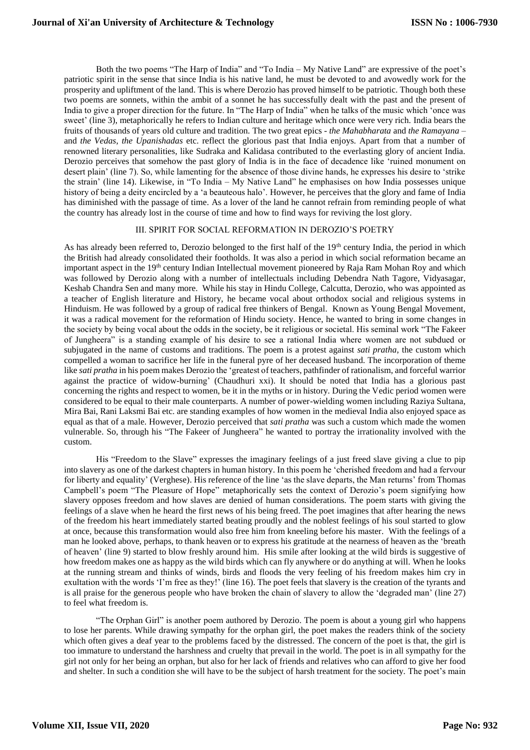Both the two poems "The Harp of India" and "To India – My Native Land" are expressive of the poet's patriotic spirit in the sense that since India is his native land, he must be devoted to and avowedly work for the prosperity and upliftment of the land. This is where Derozio has proved himself to be patriotic. Though both these two poems are sonnets, within the ambit of a sonnet he has successfully dealt with the past and the present of India to give a proper direction for the future. In "The Harp of India" when he talks of the music which 'once was sweet' (line 3), metaphorically he refers to Indian culture and heritage which once were very rich. India bears the fruits of thousands of years old culture and tradition. The two great epics - *the Mahabharata* and *the Ramayana* – and *the Vedas*, *the Upanishadas* etc. reflect the glorious past that India enjoys. Apart from that a number of renowned literary personalities, like Sudraka and Kalidasa contributed to the everlasting glory of ancient India. Derozio perceives that somehow the past glory of India is in the face of decadence like 'ruined monument on desert plain' (line 7). So, while lamenting for the absence of those divine hands, he expresses his desire to 'strike the strain' (line 14). Likewise, in "To India – My Native Land" he emphasises on how India possesses unique history of being a deity encircled by a 'a beauteous halo'. However, he perceives that the glory and fame of India has diminished with the passage of time. As a lover of the land he cannot refrain from reminding people of what the country has already lost in the course of time and how to find ways for reviving the lost glory.

## III. SPIRIT FOR SOCIAL REFORMATION IN DEROZIO'S POETRY

As has already been referred to, Derozio belonged to the first half of the 19th century India, the period in which the British had already consolidated their footholds. It was also a period in which social reformation became an important aspect in the 19th century Indian Intellectual movement pioneered by Raja Ram Mohan Roy and which was followed by Derozio along with a number of intellectuals including Debendra Nath Tagore, Vidyasagar, Keshab Chandra Sen and many more. While his stay in Hindu College, Calcutta, Derozio, who was appointed as a teacher of English literature and History, he became vocal about orthodox social and religious systems in Hinduism. He was followed by a group of radical free thinkers of Bengal. Known as Young Bengal Movement, it was a radical movement for the reformation of Hindu society. Hence, he wanted to bring in some changes in the society by being vocal about the odds in the society, be it religious or societal. His seminal work "The Fakeer of Jungheera" is a standing example of his desire to see a rational India where women are not subdued or subjugated in the name of customs and traditions. The poem is a protest against *sati pratha*, the custom which compelled a woman to sacrifice her life in the funeral pyre of her deceased husband. The incorporation of theme like *sati pratha* in his poem makes Derozio the 'greatest of teachers, pathfinder of rationalism, and forceful warrior against the practice of widow-burning' (Chaudhuri xxi). It should be noted that India has a glorious past concerning the rights and respect to women, be it in the myths or in history. During the Vedic period women were considered to be equal to their male counterparts. A number of power-wielding women including Raziya Sultana, Mira Bai, Rani Laksmi Bai etc. are standing examples of how women in the medieval India also enjoyed space as equal as that of a male. However, Derozio perceived that *sati pratha* was such a custom which made the women vulnerable. So, through his "The Fakeer of Jungheera" he wanted to portray the irrationality involved with the custom.

His "Freedom to the Slave" expresses the imaginary feelings of a just freed slave giving a clue to pip into slavery as one of the darkest chapters in human history. In this poem he 'cherished freedom and had a fervour for liberty and equality' (Verghese). His reference of the line 'as the slave departs, the Man returns' from Thomas Campbell's poem "The Pleasure of Hope" metaphorically sets the context of Derozio's poem signifying how slavery opposes freedom and how slaves are denied of human considerations. The poem starts with giving the feelings of a slave when he heard the first news of his being freed. The poet imagines that after hearing the news of the freedom his heart immediately started beating proudly and the noblest feelings of his soul started to glow at once, because this transformation would also free him from kneeling before his master. With the feelings of a man he looked above, perhaps, to thank heaven or to express his gratitude at the nearness of heaven as the 'breath of heaven' (line 9) started to blow freshly around him. His smile after looking at the wild birds is suggestive of how freedom makes one as happy as the wild birds which can fly anywhere or do anything at will. When he looks at the running stream and thinks of winds, birds and floods the very feeling of his freedom makes him cry in exultation with the words 'I'm free as they!' (line 16). The poet feels that slavery is the creation of the tyrants and is all praise for the generous people who have broken the chain of slavery to allow the 'degraded man' (line 27) to feel what freedom is.

"The Orphan Girl" is another poem authored by Derozio. The poem is about a young girl who happens to lose her parents. While drawing sympathy for the orphan girl, the poet makes the readers think of the society which often gives a deaf year to the problems faced by the distressed. The concern of the poet is that, the girl is too immature to understand the harshness and cruelty that prevail in the world. The poet is in all sympathy for the girl not only for her being an orphan, but also for her lack of friends and relatives who can afford to give her food and shelter. In such a condition she will have to be the subject of harsh treatment for the society. The poet's main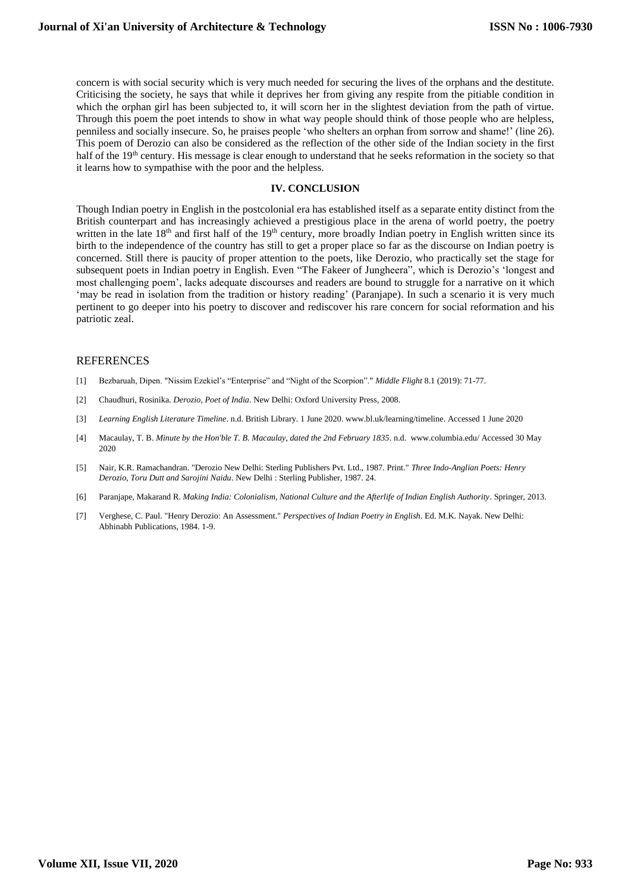concern is with social security which is very much needed for securing the lives of the orphans and the destitute. Criticising the society, he says that while it deprives her from giving any respite from the pitiable condition in which the orphan girl has been subjected to, it will scorn her in the slightest deviation from the path of virtue. Through this poem the poet intends to show in what way people should think of those people who are helpless, penniless and socially insecure. So, he praises people 'who shelters an orphan from sorrow and shame!' (line 26). This poem of Derozio can also be considered as the reflection of the other side of the Indian society in the first half of the 19th century. His message is clear enough to understand that he seeks reformation in the society so that it learns how to sympathise with the poor and the helpless.

## IV. CONCLUSION

Though Indian poetry in English in the postcolonial era has established itself as a separate entity distinct from the British counterpart and has increasingly achieved a prestigious place in the arena of world poetry, the poetry written in the late 18th and first half of the 19th century, more broadly Indian poetry in English written since its birth to the independence of the country has still to get a proper place so far as the discourse on Indian poetry is concerned. Still there is paucity of proper attention to the poets, like Derozio, who practically set the stage for subsequent poets in Indian poetry in English. Even "The Fakeer of Jungheera", which is Derozio's 'longest and most challenging poem', lacks adequate discourses and readers are bound to struggle for a narrative on it which 'may be read in isolation from the tradition or history reading' (Paranjape). In such a scenario it is very much pertinent to go deeper into his poetry to discover and rediscover his rare concern for social reformation and his patriotic zeal.

## REFERENCES

[1] Bezbaruah, Dipen. "Nissim Ezekiel's "Enterprise" and "Night of the Scorpion"." *Middle Flight* 8.1 (2019): 71-77.

[2] Chaudhuri, Rosinika. *Derozio, Poet of India*. New Delhi: Oxford University Press, 2008.

[3] *Learning English Literature Timeline*. n.d. British Library. 1 June 2020. www.bl.uk/learning/timeline. Accessed 1 June 2020

[4] Macaulay, T. B. *Minute by the Hon'ble T. B. Macaulay, dated the 2nd February 1835*. n.d. www.columbia.edu/ Accessed 30 May 2020

[5] Nair, K.R. Ramachandran. "Derozio New Delhi: Sterling Publishers Pvt. Ltd., 1987. Print." *Three Indo-Anglian Poets: Henry Derozio, Toru Dutt and Sarojini Naidu*. New Delhi : Sterling Publisher, 1987. 24.

[6] Paranjape, Makarand R. *Making India: Colonialism, National Culture and the Afterlife of Indian English Authority*. Springer, 2013.

[7] Verghese, C. Paul. "Henry Derozio: An Assessment." *Perspectives of Indian Poetry in English*. Ed. M.K. Nayak. New Delhi: Abhinabh Publications, 1984. 1-9.